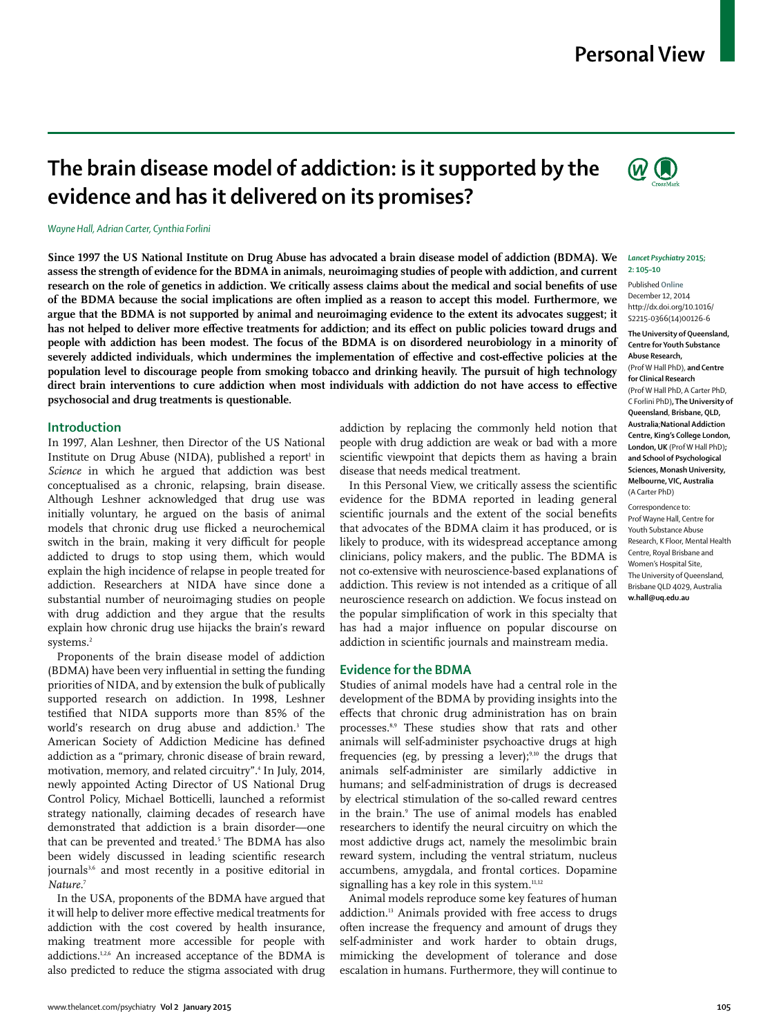# The brain disease model of addiction: is it supported by the evidence and has it delivered on its promises?

*Wayne Hall, Adrian Carter, Cynthia Forlini*

**Since 1997 the US National Institute on Drug Abuse has advocated a brain disease model of addiction (BDMA). We assess the strength of evidence for the BDMA in animals, neuroimaging studies of people with addiction, and current research on the role of genetics in addiction. We critically assess claims about the medical and social benefits of use of the BDMA because the social implications are often implied as a reason to accept this model. Furthermore, we argue that the BDMA is not supported by animal and neuroimaging evidence to the extent its advocates suggest; it has not helped to deliver more effective treatments for addiction; and its effect on public policies toward drugs and people with addiction has been modest. The focus of the BDMA is on disordered neurobiology in a minority of severely addicted individuals, which undermines the implementation of effective and cost-effective policies at the population level to discourage people from smoking tobacco and drinking heavily. The pursuit of high technology direct brain interventions to cure addiction when most individuals with addiction do not have access to effective psychosocial and drug treatments is questionable.**

*Lancet Psychiatry* 2015; 2: 105–10

Published Online December 12, 2014 http://dx.doi.org/10.1016/S2215-0366(14)00126-6

**The University of Queensland, Centre for Youth Substance Abuse Research,** (Prof W Hall PhD), **and Centre for Clinical Research** (Prof W Hall PhD, A Carter PhD, C Forlini PhD), **The University of Queensland**, **Brisbane, QLD, Australia**; **National Addiction Centre, King's College London, London, UK** (Prof W Hall PhD); **and School of Psychological Sciences, Monash University, Melbourne, VIC, Australia** (A Carter PhD)

Correspondence to: Prof Wayne Hall, Centre for Youth Substance Abuse Research, K Floor, Mental Health Centre, Royal Brisbane and Women's Hospital Site, The University of Queensland, Brisbane QLD 4029, Australia **w.hall@uq.edu.au**

## Introduction

In 1997, Alan Leshner, then Director of the US National Institute on Drug Abuse (NIDA), published a report[1] in *Science* in which he argued that addiction was best conceptualised as a chronic, relapsing, brain disease. Although Leshner acknowledged that drug use was initially voluntary, he argued on the basis of animal models that chronic drug use flicked a neurochemical switch in the brain, making it very difficult for people addicted to drugs to stop using them, which would explain the high incidence of relapse in people treated for addiction. Researchers at NIDA have since done a substantial number of neuroimaging studies on people with drug addiction and they argue that the results explain how chronic drug use hijacks the brain's reward systems.[2]

Proponents of the brain disease model of addiction (BDMA) have been very influential in setting the funding priorities of NIDA, and by extension the bulk of publically supported research on addiction. In 1998, Leshner testified that NIDA supports more than 85% of the world's research on drug abuse and addiction.[3] The American Society of Addiction Medicine has defined addiction as a "primary, chronic disease of brain reward, motivation, memory, and related circuitry".[4] In July, 2014, newly appointed Acting Director of US National Drug Control Policy, Michael Botticelli, launched a reformist strategy nationally, claiming decades of research have demonstrated that addiction is a brain disorder—one that can be prevented and treated.[5] The BDMA has also been widely discussed in leading scientific research journals[3,6] and most recently in a positive editorial in *Nature*.[7]

In the USA, proponents of the BDMA have argued that it will help to deliver more effective medical treatments for addiction with the cost covered by health insurance, making treatment more accessible for people with addictions.[1,2,6] An increased acceptance of the BDMA is also predicted to reduce the stigma associated with drug addiction by replacing the commonly held notion that people with drug addiction are weak or bad with a more scientific viewpoint that depicts them as having a brain disease that needs medical treatment.

In this Personal View, we critically assess the scientific evidence for the BDMA reported in leading general scientific journals and the extent of the social benefits that advocates of the BDMA claim it has produced, or is likely to produce, with its widespread acceptance among clinicians, policy makers, and the public. The BDMA is not co-extensive with neuroscience-based explanations of addiction. This review is not intended as a critique of all neuroscience research on addiction. We focus instead on the popular simplification of work in this specialty that has had a major influence on popular discourse on addiction in scientific journals and mainstream media.

## Evidence for the BDMA

Studies of animal models have had a central role in the development of the BDMA by providing insights into the effects that chronic drug administration has on brain processes.[8,9] These studies show that rats and other animals will self-administer psychoactive drugs at high frequencies (eg, by pressing a lever);[9,10] the drugs that animals self-administer are similarly addictive in humans; and self-administration of drugs is decreased by electrical stimulation of the so-called reward centres in the brain.[9] The use of animal models has enabled researchers to identify the neural circuitry on which the most addictive drugs act, namely the mesolimbic brain reward system, including the ventral striatum, nucleus accumbens, amygdala, and frontal cortices. Dopamine signalling has a key role in this system.[11,12]

Animal models reproduce some key features of human addiction.[13] Animals provided with free access to drugs often increase the frequency and amount of drugs they self-administer and work harder to obtain drugs, mimicking the development of tolerance and dose escalation in humans. Furthermore, they will continue to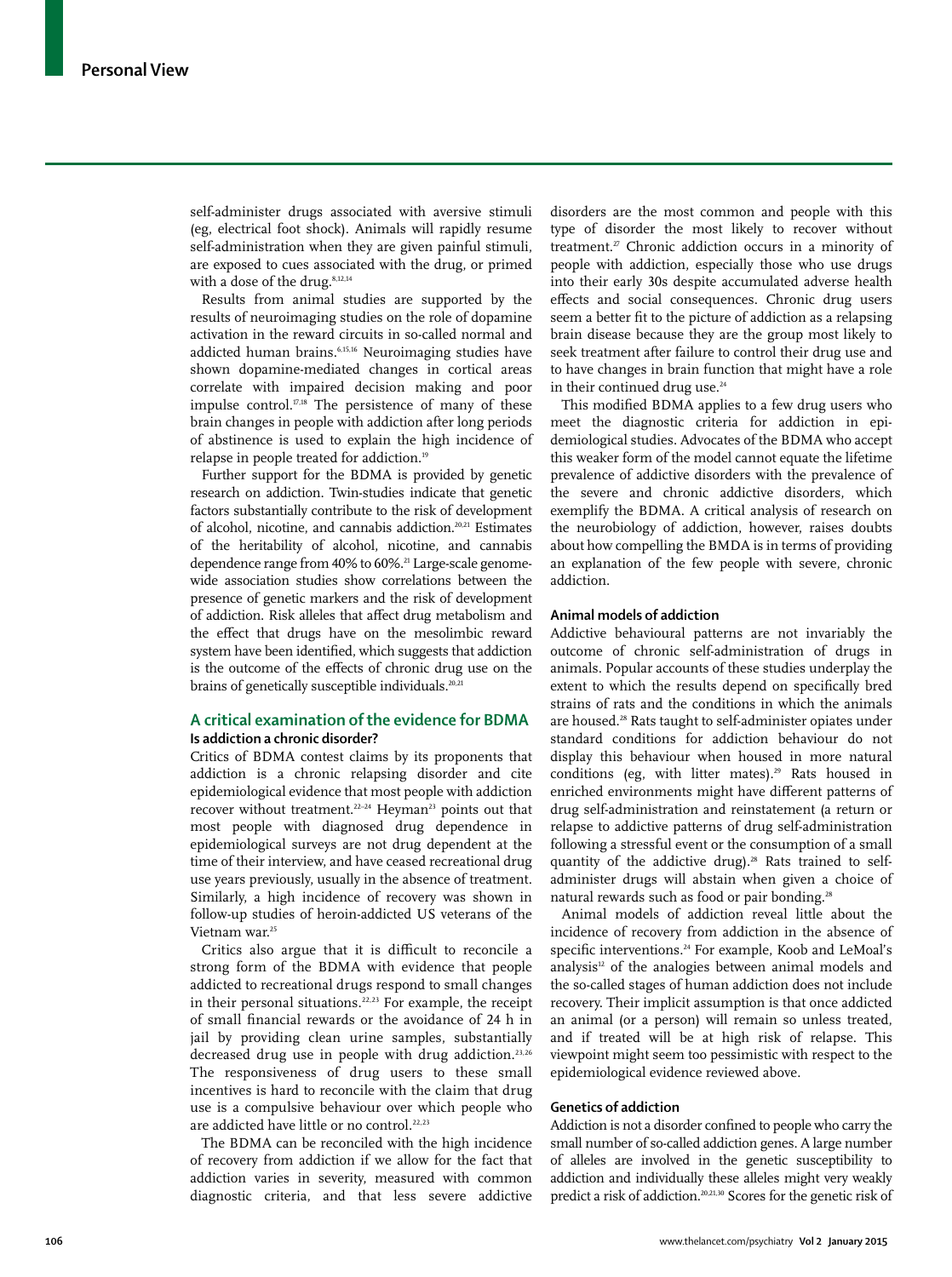self-administer drugs associated with aversive stimuli (eg, electrical foot shock). Animals will rapidly resume self-administration when they are given painful stimuli, are exposed to cues associated with the drug, or primed with a dose of the drug.[8,12,14]

Results from animal studies are supported by the results of neuroimaging studies on the role of dopamine activation in the reward circuits in so-called normal and addicted human brains.[6,15,16] Neuroimaging studies have shown dopamine-mediated changes in cortical areas correlate with impaired decision making and poor impulse control.[17,18] The persistence of many of these brain changes in people with addiction after long periods of abstinence is used to explain the high incidence of relapse in people treated for addiction.[19]

Further support for the BDMA is provided by genetic research on addiction. Twin-studies indicate that genetic factors substantially contribute to the risk of development of alcohol, nicotine, and cannabis addiction.[20,21] Estimates of the heritability of alcohol, nicotine, and cannabis dependence range from 40% to 60%.[21] Large-scale genome-wide association studies show correlations between the presence of genetic markers and the risk of development of addiction. Risk alleles that affect drug metabolism and the effect that drugs have on the mesolimbic reward system have been identified, which suggests that addiction is the outcome of the effects of chronic drug use on the brains of genetically susceptible individuals.[20,21]

## A critical examination of the evidence for BDMA

### Is addiction a chronic disorder?

Critics of BDMA contest claims by its proponents that addiction is a chronic relapsing disorder and cite epidemiological evidence that most people with addiction recover without treatment.[22–24] Heyman[23] points out that most people with diagnosed drug dependence in epidemiological surveys are not drug dependent at the time of their interview, and have ceased recreational drug use years previously, usually in the absence of treatment. Similarly, a high incidence of recovery was shown in follow-up studies of heroin-addicted US veterans of the Vietnam war.[25]

Critics also argue that it is difficult to reconcile a strong form of the BDMA with evidence that people addicted to recreational drugs respond to small changes in their personal situations.[22,23] For example, the receipt of small financial rewards or the avoidance of 24 h in jail by providing clean urine samples, substantially decreased drug use in people with drug addiction.[23,26] The responsiveness of drug users to these small incentives is hard to reconcile with the claim that drug use is a compulsive behaviour over which people who are addicted have little or no control.[22,23]

The BDMA can be reconciled with the high incidence of recovery from addiction if we allow for the fact that addiction varies in severity, measured with common diagnostic criteria, and that less severe addictive disorders are the most common and people with this type of disorder the most likely to recover without treatment.[27] Chronic addiction occurs in a minority of people with addiction, especially those who use drugs into their early 30s despite accumulated adverse health effects and social consequences. Chronic drug users seem a better fit to the picture of addiction as a relapsing brain disease because they are the group most likely to seek treatment after failure to control their drug use and to have changes in brain function that might have a role in their continued drug use.[24]

This modified BDMA applies to a few drug users who meet the diagnostic criteria for addiction in epidemiological studies. Advocates of the BDMA who accept this weaker form of the model cannot equate the lifetime prevalence of addictive disorders with the prevalence of the severe and chronic addictive disorders, which exemplify the BDMA. A critical analysis of research on the neurobiology of addiction, however, raises doubts about how compelling the BMDA is in terms of providing an explanation of the few people with severe, chronic addiction.

### Animal models of addiction

Addictive behavioural patterns are not invariably the outcome of chronic self-administration of drugs in animals. Popular accounts of these studies underplay the extent to which the results depend on specifically bred strains of rats and the conditions in which the animals are housed.[28] Rats taught to self-administer opiates under standard conditions for addiction behaviour do not display this behaviour when housed in more natural conditions (eg, with litter mates).[29] Rats housed in enriched environments might have different patterns of drug self-administration and reinstatement (a return or relapse to addictive patterns of drug self-administration following a stressful event or the consumption of a small quantity of the addictive drug).[28] Rats trained to self-administer drugs will abstain when given a choice of natural rewards such as food or pair bonding.[28]

Animal models of addiction reveal little about the incidence of recovery from addiction in the absence of specific interventions.[24] For example, Koob and LeMoal's analysis[12] of the analogies between animal models and the so-called stages of human addiction does not include recovery. Their implicit assumption is that once addicted an animal (or a person) will remain so unless treated, and if treated will be at high risk of relapse. This viewpoint might seem too pessimistic with respect to the epidemiological evidence reviewed above.

### Genetics of addiction

Addiction is not a disorder confined to people who carry the small number of so-called addiction genes. A large number of alleles are involved in the genetic susceptibility to addiction and individually these alleles might very weakly predict a risk of addiction.[20,21,30] Scores for the genetic risk of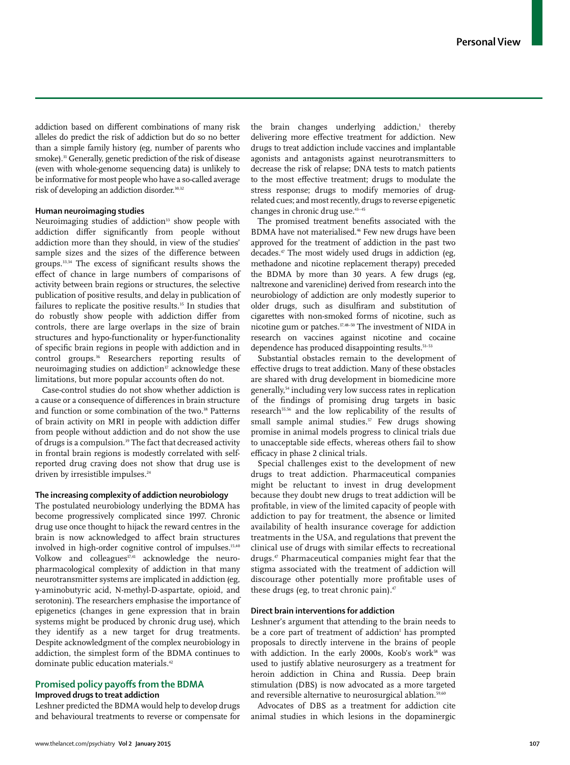addiction based on different combinations of many risk alleles do predict the risk of addiction but do so no better than a simple family history (eg, number of parents who smoke).[31] Generally, genetic prediction of the risk of disease (even with whole-genome sequencing data) is unlikely to be informative for most people who have a so-called average risk of developing an addiction disorder.[30,32]

### Human neuroimaging studies

Neuroimaging studies of addiction[33] show people with addiction differ significantly from people without addiction more than they should, in view of the studies' sample sizes and the sizes of the difference between groups.[33,34] The excess of significant results shows the effect of chance in large numbers of comparisons of activity between brain regions or structures, the selective publication of positive results, and delay in publication of failures to replicate the positive results.[35] In studies that do robustly show people with addiction differ from controls, there are large overlaps in the size of brain structures and hypo-functionality or hyper-functionality of specific brain regions in people with addiction and in control groups.[36] Researchers reporting results of neuroimaging studies on addiction[37] acknowledge these limitations, but more popular accounts often do not.

Case-control studies do not show whether addiction is a cause or a consequence of differences in brain structure and function or some combination of the two.[38] Patterns of brain activity on MRI in people with addiction differ from people without addiction and do not show the use of drugs is a compulsion.[39] The fact that decreased activity in frontal brain regions is modestly correlated with self-reported drug craving does not show that drug use is driven by irresistible impulses.[24]

### The increasing complexity of addiction neurobiology

The postulated neurobiology underlying the BDMA has become progressively complicated since 1997. Chronic drug use once thought to hijack the reward centres in the brain is now acknowledged to affect brain structures involved in high-order cognitive control of impulses.[15,40] Volkow and colleagues[17,41] acknowledge the neuro-pharmacological complexity of addiction in that many neurotransmitter systems are implicated in addiction (eg, γ-aminobutyric acid, N-methyl-D-aspartate, opioid, and serotonin). The researchers emphasise the importance of epigenetics (changes in gene expression that in brain systems might be produced by chronic drug use), which they identify as a new target for drug treatments. Despite acknowledgment of the complex neurobiology in addiction, the simplest form of the BDMA continues to dominate public education materials.[42]

## Promised policy payoffs from the BDMA

### Improved drugs to treat addiction

Leshner predicted the BDMA would help to develop drugs and behavioural treatments to reverse or compensate for the brain changes underlying addiction,[1] thereby delivering more effective treatment for addiction. New drugs to treat addiction include vaccines and implantable agonists and antagonists against neurotransmitters to decrease the risk of relapse; DNA tests to match patients to the most effective treatment; drugs to modulate the stress response; drugs to modify memories of drug-related cues; and most recently, drugs to reverse epigenetic changes in chronic drug use.[43–45]

The promised treatment benefits associated with the BDMA have not materialised.[46] Few new drugs have been approved for the treatment of addiction in the past two decades.[47] The most widely used drugs in addiction (eg, methadone and nicotine replacement therapy) preceded the BDMA by more than 30 years. A few drugs (eg, naltrexone and varenicline) derived from research into the neurobiology of addiction are only modestly superior to older drugs, such as disulfiram and substitution of cigarettes with non-smoked forms of nicotine, such as nicotine gum or patches.[37,48–50] The investment of NIDA in research on vaccines against nicotine and cocaine dependence has produced disappointing results.[51–53]

Substantial obstacles remain to the development of effective drugs to treat addiction. Many of these obstacles are shared with drug development in biomedicine more generally,[54] including very low success rates in replication of the findings of promising drug targets in basic research[55,56] and the low replicability of the results of small sample animal studies.[57] Few drugs showing promise in animal models progress to clinical trials due to unacceptable side effects, whereas others fail to show efficacy in phase 2 clinical trials.

Special challenges exist to the development of new drugs to treat addiction. Pharmaceutical companies might be reluctant to invest in drug development because they doubt new drugs to treat addiction will be profitable, in view of the limited capacity of people with addiction to pay for treatment, the absence or limited availability of health insurance coverage for addiction treatments in the USA, and regulations that prevent the clinical use of drugs with similar effects to recreational drugs.[47] Pharmaceutical companies might fear that the stigma associated with the treatment of addiction will discourage other potentially more profitable uses of these drugs (eg, to treat chronic pain).[47]

### Direct brain interventions for addiction

Leshner's argument that attending to the brain needs to be a core part of treatment of addiction[1] has prompted proposals to directly intervene in the brains of people with addiction. In the early 2000s, Koob's work[58] was used to justify ablative neurosurgery as a treatment for heroin addiction in China and Russia. Deep brain stimulation (DBS) is now advocated as a more targeted and reversible alternative to neurosurgical ablation.[59,60]

Advocates of DBS as a treatment for addiction cite animal studies in which lesions in the dopaminergic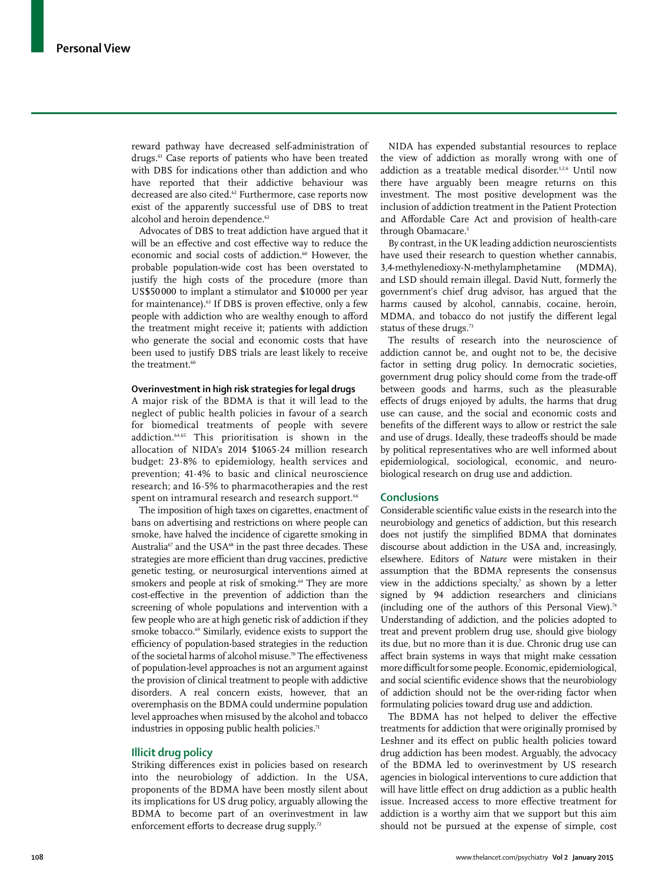reward pathway have decreased self-administration of drugs.[61] Case reports of patients who have been treated with DBS for indications other than addiction and who have reported that their addictive behaviour was decreased are also cited.[62] Furthermore, case reports now exist of the apparently successful use of DBS to treat alcohol and heroin dependence.[62]

Advocates of DBS to treat addiction have argued that it will be an effective and cost effective way to reduce the economic and social costs of addiction.[60] However, the probable population-wide cost has been overstated to justify the high costs of the procedure (more than US$50 000 to implant a stimulator and $10 000 per year for maintenance).[63] If DBS is proven effective, only a few people with addiction who are wealthy enough to afford the treatment might receive it; patients with addiction who generate the social and economic costs that have been used to justify DBS trials are least likely to receive the treatment.[60]

### Overinvestment in high risk strategies for legal drugs

A major risk of the BDMA is that it will lead to the neglect of public health policies in favour of a search for biomedical treatments of people with severe addiction.[64,65] This prioritisation is shown in the allocation of NIDA's 2014 $1065·24 million research budget: 23·8% to epidemiology, health services and prevention; 41·4% to basic and clinical neuroscience research; and 16·5% to pharmacotherapies and the rest spent on intramural research and research support.[66]

The imposition of high taxes on cigarettes, enactment of bans on advertising and restrictions on where people can smoke, have halved the incidence of cigarette smoking in Australia[67] and the USA[68] in the past three decades. These strategies are more efficient than drug vaccines, predictive genetic testing, or neurosurgical interventions aimed at smokers and people at risk of smoking.[64] They are more cost-effective in the prevention of addiction than the screening of whole populations and intervention with a few people who are at high genetic risk of addiction if they smoke tobacco.[69] Similarly, evidence exists to support the efficiency of population-based strategies in the reduction of the societal harms of alcohol misuse.[70] The effectiveness of population-level approaches is not an argument against the provision of clinical treatment to people with addictive disorders. A real concern exists, however, that an overemphasis on the BDMA could undermine population level approaches when misused by the alcohol and tobacco industries in opposing public health policies.[71]

## Illicit drug policy

Striking differences exist in policies based on research into the neurobiology of addiction. In the USA, proponents of the BDMA have been mostly silent about its implications for US drug policy, arguably allowing the BDMA to become part of an overinvestment in law enforcement efforts to decrease drug supply.[72]

NIDA has expended substantial resources to replace the view of addiction as morally wrong with one of addiction as a treatable medical disorder.[1,2,6] Until now there have arguably been meagre returns on this investment. The most positive development was the inclusion of addiction treatment in the Patient Protection and Affordable Care Act and provision of health-care through Obamacare.[5]

By contrast, in the UK leading addiction neuroscientists have used their research to question whether cannabis, 3,4-methylenedioxy-N-methylamphetamine (MDMA), and LSD should remain illegal. David Nutt, formerly the government's chief drug advisor, has argued that the harms caused by alcohol, cannabis, cocaine, heroin, MDMA, and tobacco do not justify the different legal status of these drugs.[73]

The results of research into the neuroscience of addiction cannot be, and ought not to be, the decisive factor in setting drug policy. In democratic societies, government drug policy should come from the trade-off between goods and harms, such as the pleasurable effects of drugs enjoyed by adults, the harms that drug use can cause, and the social and economic costs and benefits of the different ways to allow or restrict the sale and use of drugs. Ideally, these tradeoffs should be made by political representatives who are well informed about epidemiological, sociological, economic, and neurobiological research on drug use and addiction.

## Conclusions

Considerable scientific value exists in the research into the neurobiology and genetics of addiction, but this research does not justify the simplified BDMA that dominates discourse about addiction in the USA and, increasingly, elsewhere. Editors of *Nature* were mistaken in their assumption that the BDMA represents the consensus view in the addictions specialty,[7] as shown by a letter signed by 94 addiction researchers and clinicians (including one of the authors of this Personal View).[74] Understanding of addiction, and the policies adopted to treat and prevent problem drug use, should give biology its due, but no more than it is due. Chronic drug use can affect brain systems in ways that might make cessation more difficult for some people. Economic, epidemiological, and social scientific evidence shows that the neurobiology of addiction should not be the over-riding factor when formulating policies toward drug use and addiction.

The BDMA has not helped to deliver the effective treatments for addiction that were originally promised by Leshner and its effect on public health policies toward drug addiction has been modest. Arguably, the advocacy of the BDMA led to overinvestment by US research agencies in biological interventions to cure addiction that will have little effect on drug addiction as a public health issue. Increased access to more effective treatment for addiction is a worthy aim that we support but this aim should not be pursued at the expense of simple, cost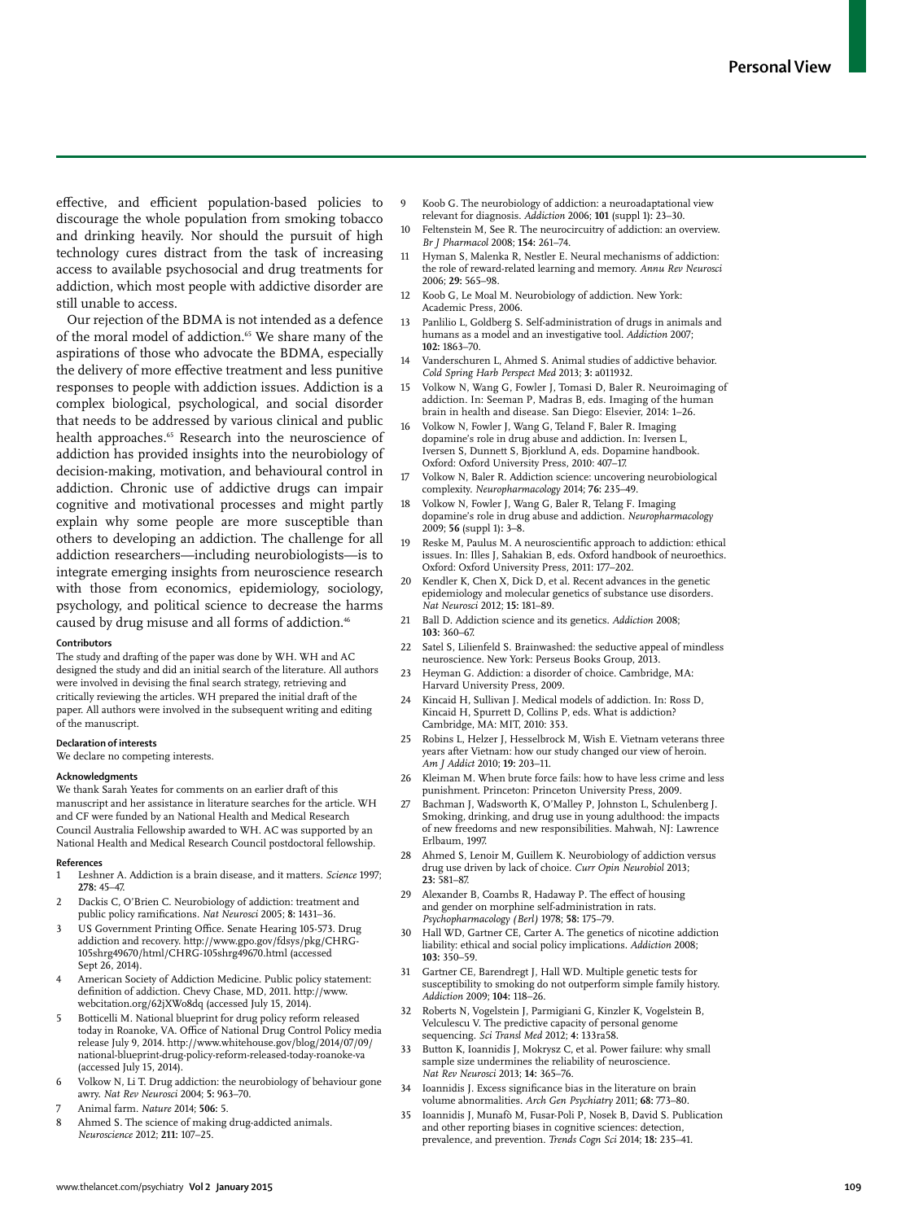effective, and efficient population-based policies to discourage the whole population from smoking tobacco and drinking heavily. Nor should the pursuit of high technology cures distract from the task of increasing access to available psychosocial and drug treatments for addiction, which most people with addictive disorder are still unable to access.

Our rejection of the BDMA is not intended as a defence of the moral model of addiction.[65] We share many of the aspirations of those who advocate the BDMA, especially the delivery of more effective treatment and less punitive responses to people with addiction issues. Addiction is a complex biological, psychological, and social disorder that needs to be addressed by various clinical and public health approaches.[65] Research into the neuroscience of addiction has provided insights into the neurobiology of decision-making, motivation, and behavioural control in addiction. Chronic use of addictive drugs can impair cognitive and motivational processes and might partly explain why some people are more susceptible than others to developing an addiction. The challenge for all addiction researchers—including neurobiologists—is to integrate emerging insights from neuroscience research with those from economics, epidemiology, sociology, psychology, and political science to decrease the harms caused by drug misuse and all forms of addiction.[46]

#### Contributors

The study and drafting of the paper was done by WH. WH and AC designed the study and did an initial search of the literature. All authors were involved in devising the final search strategy, retrieving and critically reviewing the articles. WH prepared the initial draft of the paper. All authors were involved in the subsequent writing and editing of the manuscript.

#### Declaration of interests

We declare no competing interests.

#### Acknowledgments

We thank Sarah Yeates for comments on an earlier draft of this manuscript and her assistance in literature searches for the article. WH and CF were funded by an National Health and Medical Research Council Australia Fellowship awarded to WH. AC was supported by an National Health and Medical Research Council postdoctoral fellowship.

#### References

1. Leshner A. Addiction is a brain disease, and it matters. *Science* 1997; **278:** 45–47.
2. Dackis C, O'Brien C. Neurobiology of addiction: treatment and public policy ramifications. *Nat Neurosci* 2005; **8:** 1431–36.
3. US Government Printing Office. Senate Hearing 105-573. Drug addiction and recovery. http://www.gpo.gov/fdsys/pkg/CHRG-105shrg49670/html/CHRG-105shrg49670.html (accessed Sept 26, 2014).
4. American Society of Addiction Medicine. Public policy statement: definition of addiction. Chevy Chase, MD, 2011. http://www.webcitation.org/62jXWo8dq (accessed July 15, 2014).
5. Botticelli M. National blueprint for drug policy reform released today in Roanoke, VA. Office of National Drug Control Policy media release July 9, 2014. http://www.whitehouse.gov/blog/2014/07/09/national-blueprint-drug-policy-reform-released-today-roanoke-va (accessed July 15, 2014).
6. Volkow N, Li T. Drug addiction: the neurobiology of behaviour gone awry. *Nat Rev Neurosci* 2004; **5:** 963–70.
7. Animal farm. *Nature* 2014; **506:** 5.
8. Ahmed S. The science of making drug-addicted animals. *Neuroscience* 2012; **211:** 107–25.
9. Koob G. The neurobiology of addiction: a neuroadaptational view relevant for diagnosis. *Addiction* 2006; **101** (suppl 1)**:** 23–30.
10. Feltenstein M, See R. The neurocircuitry of addiction: an overview. *Br J Pharmacol* 2008; **154:** 261–74.
11. Hyman S, Malenka R, Nestler E. Neural mechanisms of addiction: the role of reward-related learning and memory. *Annu Rev Neurosci* 2006; **29:** 565–98.
12. Koob G, Le Moal M. Neurobiology of addiction. New York: Academic Press, 2006.
13. Panlilio L, Goldberg S. Self-administration of drugs in animals and humans as a model and an investigative tool. *Addiction* 2007; **102:** 1863–70.
14. Vanderschuren L, Ahmed S. Animal studies of addictive behavior. *Cold Spring Harb Perspect Med* 2013; **3:** a011932.
15. Volkow N, Wang G, Fowler J, Tomasi D, Baler R. Neuroimaging of addiction. In: Seeman P, Madras B, eds. Imaging of the human brain in health and disease. San Diego: Elsevier, 2014: 1–26.
16. Volkow N, Fowler J, Wang G, Teland F, Baler R. Imaging dopamine's role in drug abuse and addiction. In: Iversen L, Iversen S, Dunnett S, Bjorklund A, eds. Dopamine handbook. Oxford: Oxford University Press, 2010: 407–17.
17. Volkow N, Baler R. Addiction science: uncovering neurobiological complexity. *Neuropharmacology* 2014; **76:** 235–49.
18. Volkow N, Fowler J, Wang G, Baler R, Telang F. Imaging dopamine's role in drug abuse and addiction. *Neuropharmacology* 2009; **56** (suppl 1)**:** 3–8.
19. Reske M, Paulus M. A neuroscientific approach to addiction: ethical issues. In: Illes J, Sahakian B, eds. Oxford handbook of neuroethics. Oxford: Oxford University Press, 2011: 177–202.
20. Kendler K, Chen X, Dick D, et al. Recent advances in the genetic epidemiology and molecular genetics of substance use disorders. *Nat Neurosci* 2012; **15:** 181–89.
21. Ball D. Addiction science and its genetics. *Addiction* 2008; **103:** 360–67.
22. Satel S, Lilienfeld S. Brainwashed: the seductive appeal of mindless neuroscience. New York: Perseus Books Group, 2013.
23. Heyman G. Addiction: a disorder of choice. Cambridge, MA: Harvard University Press, 2009.
24. Kincaid H, Sullivan J. Medical models of addiction. In: Ross D, Kincaid H, Spurrett D, Collins P, eds. What is addiction? Cambridge, MA: MIT, 2010: 353.
25. Robins L, Helzer J, Hesselbrock M, Wish E. Vietnam veterans three years after Vietnam: how our study changed our view of heroin. *Am J Addict* 2010; **19:** 203–11.
26. Kleiman M. When brute force fails: how to have less crime and less punishment. Princeton: Princeton University Press, 2009.
27. Bachman J, Wadsworth K, O'Malley P, Johnston L, Schulenberg J. Smoking, drinking, and drug use in young adulthood: the impacts of new freedoms and new responsibilities. Mahwah, NJ: Lawrence Erlbaum, 1997.
28. Ahmed S, Lenoir M, Guillem K. Neurobiology of addiction versus drug use driven by lack of choice. *Curr Opin Neurobiol* 2013; **23:** 581–87.
29. Alexander B, Coambs R, Hadaway P. The effect of housing and gender on morphine self-administration in rats. *Psychopharmacology (Berl)* 1978; **58:** 175–79.
30. Hall WD, Gartner CE, Carter A. The genetics of nicotine addiction liability: ethical and social policy implications. *Addiction* 2008; **103:** 350–59.
31. Gartner CE, Barendregt J, Hall WD. Multiple genetic tests for susceptibility to smoking do not outperform simple family history. *Addiction* 2009; **104:** 118–26.
32. Roberts N, Vogelstein J, Parmigiani G, Kinzler K, Vogelstein B, Velculescu V. The predictive capacity of personal genome sequencing. *Sci Transl Med* 2012; **4:** 133ra58.
33. Button K, Ioannidis J, Mokrysz C, et al. Power failure: why small sample size undermines the reliability of neuroscience. *Nat Rev Neurosci* 2013; **14:** 365–76.
34. Ioannidis J. Excess significance bias in the literature on brain volume abnormalities. *Arch Gen Psychiatry* 2011; **68:** 773–80.
35. Ioannidis J, Munafò M, Fusar-Poli P, Nosek B, David S. Publication and other reporting biases in cognitive sciences: detection, prevalence, and prevention. *Trends Cogn Sci* 2014; **18:** 235–41.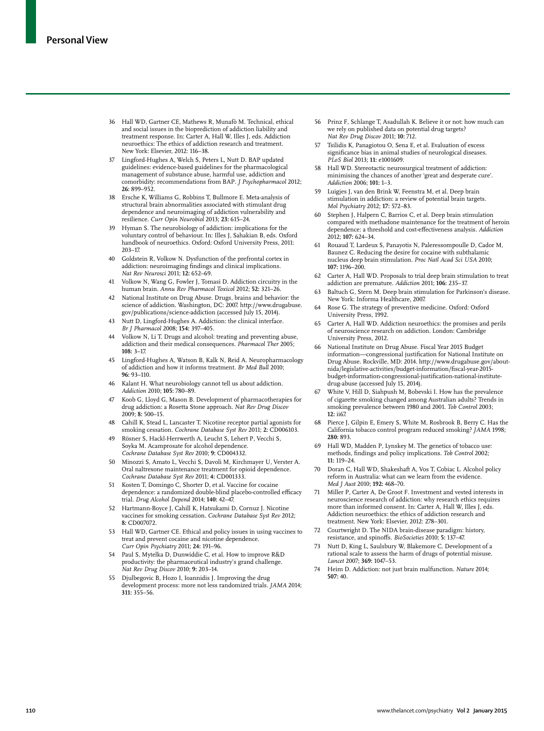36 Hall WD, Gartner CE, Mathews R, Munafò M. Technical, ethical and social issues in the bioprediction of addiction liability and treatment response. In: Carter A, Hall W, Illes J, eds. Addiction neuroethics: The ethics of addiction research and treatment. New York: Elsevier, 2012: 116–38.

37 Lingford-Hughes A, Welch S, Peters L, Nutt D. BAP updated guidelines: evidence-based guidelines for the pharmacological management of substance abuse, harmful use, addiction and comorbidity: recommendations from BAP. *J Psychopharmacol* 2012; **26:** 899–952.

38 Ersche K, Williams G, Robbins T, Bullmore E. Meta-analysis of structural brain abnormalities associated with stimulant drug dependence and neuroimaging of addiction vulnerability and resilience. *Curr Opin Neurobiol* 2013; **23:** 615–24.

39 Hyman S. The neurobiology of addiction: implications for the voluntary control of behaviour. In: Illes J, Sahakian B, eds. Oxford handbook of neuroethics. Oxford: Oxford University Press, 2011: 203–17.

40 Goldstein R, Volkow N. Dysfunction of the prefrontal cortex in addiction: neuroimaging findings and clinical implications. *Nat Rev Neurosci* 2011; **12:** 652–69.

41 Volkow N, Wang G, Fowler J, Tomasi D. Addiction circuitry in the human brain. *Annu Rev Pharmacol Toxicol* 2012; **52:** 321–26.

42 National Institute on Drug Abuse. Drugs, brains and behavior: the science of addiction. Washington, DC: 2007. http://www.drugabuse.gov/publications/science-addiction (accessed July 15, 2014).

43 Nutt D, Lingford-Hughes A. Addiction: the clinical interface. *Br J Pharmacol* 2008; **154:** 397–405.

44 Volkow N, Li T. Drugs and alcohol: treating and preventing abuse, addiction and their medical consequences. *Pharmacol Ther* 2005; **108:** 3–17.

45 Lingford-Hughes A, Watson B, Kalk N, Reid A. Neuropharmacology of addiction and how it informs treatment. *Br Med Bull* 2010; **96:** 93–110.

46 Kalant H. What neurobiology cannot tell us about addiction. *Addiction* 2010; **105:** 780–89.

47 Koob G, Lloyd G, Mason B. Development of pharmacotherapies for drug addiction: a Rosetta Stone approach. *Nat Rev Drug Discov* 2009; **8:** 500–15.

48 Cahill K, Stead L, Lancaster T. Nicotine receptor partial agonists for smoking cessation. *Cochrane Database Syst Rev* 2011; **2:** CD006103.

49 Rösner S, Hackl-Herrwerth A, Leucht S, Lehert P, Vecchi S, Soyka M. Acamprosate for alcohol dependence. *Cochrane Database Syst Rev* 2010; **9:** CD004332.

50 Minozzi S, Amato L, Vecchi S, Davoli M, Kirchmayer U, Verster A. Oral naltrexone maintenance treatment for opioid dependence. *Cochrane Database Syst Rev* 2011; **4:** CD001333.

51 Kosten T, Domingo C, Shorter D, et al. Vaccine for cocaine dependence: a randomized double-blind placebo-controlled efficacy trial. *Drug Alcohol Depend* 2014; **140:** 42–47.

52 Hartmann-Boyce J, Cahill K, Hatsukami D, Cornuz J. Nicotine vaccines for smoking cessation. *Cochrane Database Syst Rev* 2012; **8:** CD007072.

53 Hall WD, Gartner CE. Ethical and policy issues in using vaccines to treat and prevent cocaine and nicotine dependence. *Curr Opin Psychiatry* 2011; **24:** 191–96.

54 Paul S, Mytelka D, Dunwiddie C, et al. How to improve R&D productivity: the pharmaceutical industry's grand challenge. *Nat Rev Drug Discov* 2010; **9:** 203–14.

55 Djulbegovic B, Hozo I, Ioannidis J. Improving the drug development process: more not less randomized trials. *JAMA* 2014; **311:** 355–56.

56 Prinz F, Schlange T, Asadullah K. Believe it or not: how much can we rely on published data on potential drug targets? *Nat Rev Drug Discov* 2011; **10:** 712.

57 Tsilidis K, Panagiotou O, Sena E, et al. Evaluation of excess significance bias in animal studies of neurological diseases. *PLoS Biol* 2013; **11:** e1001609.

58 Hall WD. Stereotactic neurosurgical treatment of addiction: minimising the chances of another 'great and desperate cure'. *Addiction* 2006; **101:** 1–3.

59 Luigjes J, van den Brink W, Feenstra M, et al. Deep brain stimulation in addiction: a review of potential brain targets. *Mol Psychiatry* 2012; **17:** 572–83.

60 Stephen J, Halpern C, Barrios C, et al. Deep brain stimulation compared with methadone maintenance for the treatment of heroin dependence: a threshold and cost-effectiveness analysis. *Addiction* 2012; **107:** 624–34.

61 Rouaud T, Lardeux S, Panayotis N, Paleressompoulle D, Cador M, Baunez C. Reducing the desire for cocaine with subthalamic nucleus deep brain stimulation. *Proc Natl Acad Sci USA* 2010; **107:** 1196–200.

62 Carter A, Hall WD. Proposals to trial deep brain stimulation to treat addiction are premature. *Addiction* 2011; **106:** 235–37.

63 Baltuch G, Stern M. Deep brain stimulation for Parkinson's disease. New York: Informa Healthcare, 2007.

64 Rose G. The strategy of preventive medicine. Oxford: Oxford University Press, 1992.

65 Carter A, Hall WD. Addiction neuroethics: the promises and perils of neuroscience research on addiction. London: Cambridge University Press, 2012.

66 National Institute on Drug Abuse. Fiscal Year 2015 Budget information—congressional justification for National Institute on Drug Abuse. Rockville, MD: 2014. http://www.drugabuse.gov/about-nida/legislative-activities/budget-information/fiscal-year-2015-budget-information-congressional-justification-national-institute-drug-abuse (accessed July 15, 2014).

67 White V, Hill D, Siahpush M, Bobevski I. How has the prevalence of cigarette smoking changed among Australian adults? Trends in smoking prevalence between 1980 and 2001. *Tob Control* 2003; **12:** ii67.

68 Pierce J, Gilpin E, Emery S, White M, Rosbrook B, Berry C. Has the California tobacco control program reduced smoking? *JAMA* 1998; **280:** 893.

69 Hall WD, Madden P, Lynskey M. The genetics of tobacco use: methods, findings and policy implications. *Tob Control* 2002; **11:** 119–24.

70 Doran C, Hall WD, Shakeshaft A, Vos T, Cobiac L. Alcohol policy reform in Australia: what can we learn from the evidence. *Med J Aust* 2010; **192:** 468–70.

71 Miller P, Carter A, De Groot F. Investment and vested interests in neuroscience research of addiction: why research ethics requires more than informed consent. In: Carter A, Hall W, Illes J, eds. Addiction neuroethics: the ethics of addiction research and treatment. New York: Elsevier, 2012: 278–301.

72 Courtwright D. The NIDA brain-disease paradigm: history, resistance, and spinoffs. *BioSocieties* 2010; **5:** 137–47.

73 Nutt D, King L, Saulsbury W, Blakemore C. Development of a rational scale to assess the harm of drugs of potential misuse. *Lancet* 2007; **369:** 1047–53.

74 Heim D. Addiction: not just brain malfunction. *Nature* 2014; **507:** 40.